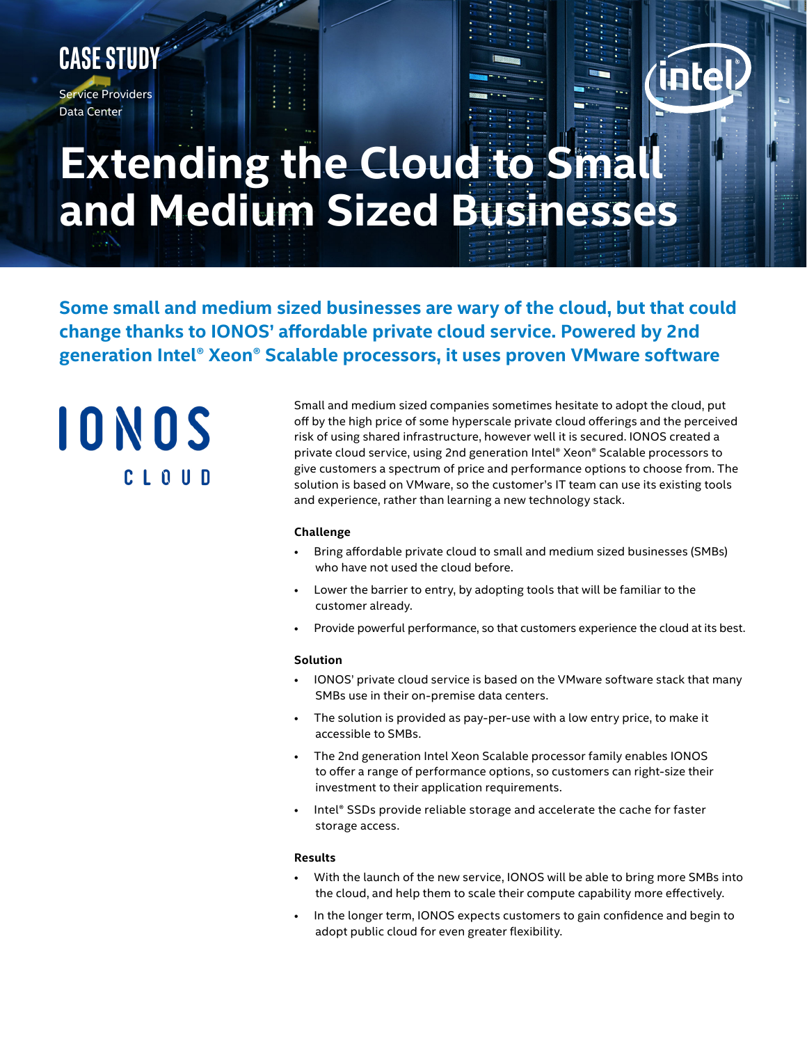CASE STUDY

Service Providers
Data Center

# Extending the Cloud to Small and Medium Sized Businesses

**Some small and medium sized businesses are wary of the cloud, but that could change thanks to IONOS' affordable private cloud service. Powered by 2nd generation Intel® Xeon® Scalable processors, it uses proven VMware software**

IONOS CLOUD

Small and medium sized companies sometimes hesitate to adopt the cloud, put off by the high price of some hyperscale private cloud offerings and the perceived risk of using shared infrastructure, however well it is secured. IONOS created a private cloud service, using 2nd generation Intel® Xeon® Scalable processors to give customers a spectrum of price and performance options to choose from. The solution is based on VMware, so the customer's IT team can use its existing tools and experience, rather than learning a new technology stack.

### Challenge

- Bring affordable private cloud to small and medium sized businesses (SMBs) who have not used the cloud before.
- Lower the barrier to entry, by adopting tools that will be familiar to the customer already.
- Provide powerful performance, so that customers experience the cloud at its best.

### Solution

- IONOS' private cloud service is based on the VMware software stack that many SMBs use in their on-premise data centers.
- The solution is provided as pay-per-use with a low entry price, to make it accessible to SMBs.
- The 2nd generation Intel Xeon Scalable processor family enables IONOS to offer a range of performance options, so customers can right-size their investment to their application requirements.
- Intel® SSDs provide reliable storage and accelerate the cache for faster storage access.

### Results

- With the launch of the new service, IONOS will be able to bring more SMBs into the cloud, and help them to scale their compute capability more effectively.
- In the longer term, IONOS expects customers to gain confidence and begin to adopt public cloud for even greater flexibility.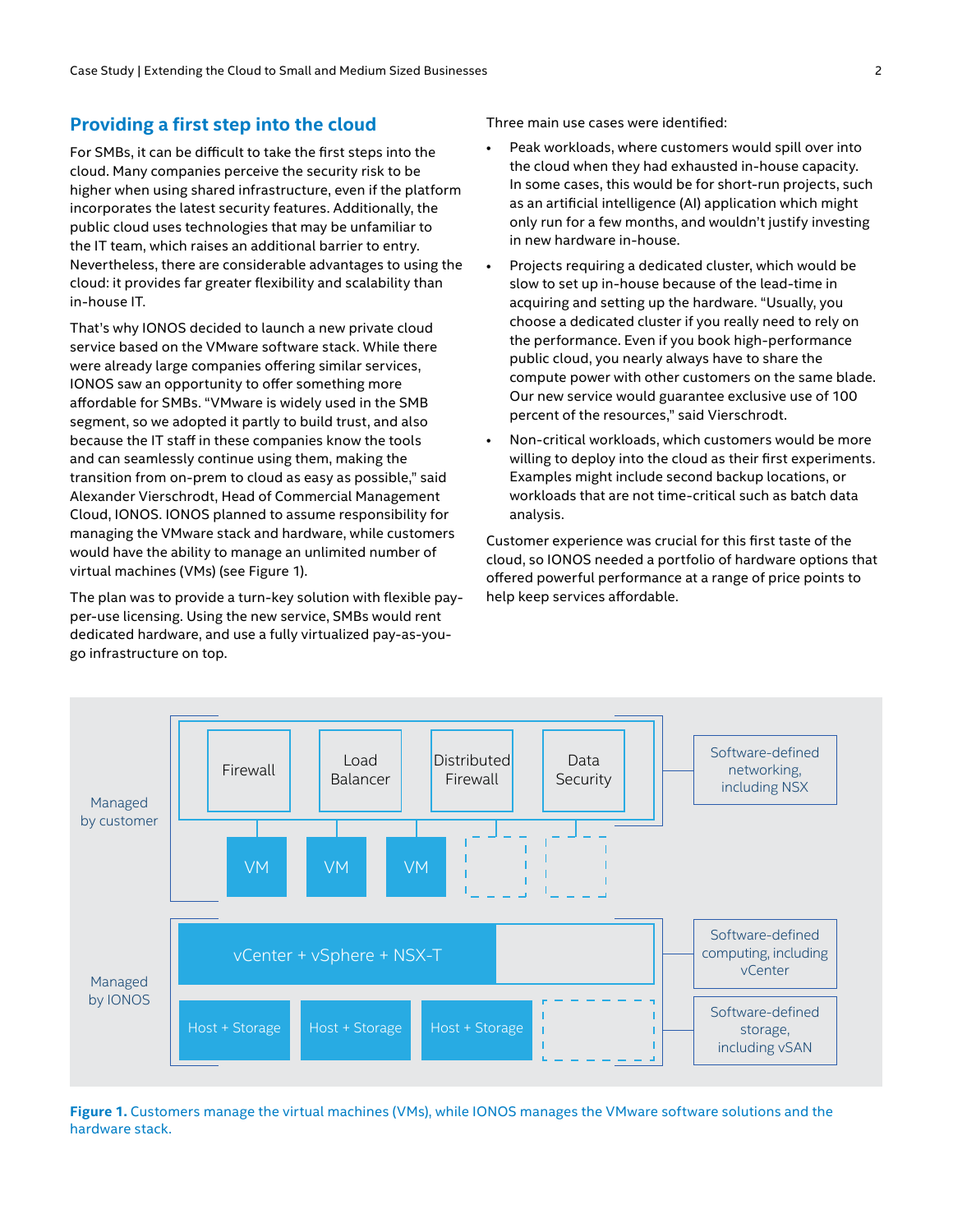## Providing a first step into the cloud

For SMBs, it can be difficult to take the first steps into the cloud. Many companies perceive the security risk to be higher when using shared infrastructure, even if the platform incorporates the latest security features. Additionally, the public cloud uses technologies that may be unfamiliar to the IT team, which raises an additional barrier to entry. Nevertheless, there are considerable advantages to using the cloud: it provides far greater flexibility and scalability than in-house IT.

That's why IONOS decided to launch a new private cloud service based on the VMware software stack. While there were already large companies offering similar services, IONOS saw an opportunity to offer something more affordable for SMBs. "VMware is widely used in the SMB segment, so we adopted it partly to build trust, and also because the IT staff in these companies know the tools and can seamlessly continue using them, making the transition from on-prem to cloud as easy as possible," said Alexander Vierschrodt, Head of Commercial Management Cloud, IONOS. IONOS planned to assume responsibility for managing the VMware stack and hardware, while customers would have the ability to manage an unlimited number of virtual machines (VMs) (see Figure 1).

The plan was to provide a turn-key solution with flexible pay-per-use licensing. Using the new service, SMBs would rent dedicated hardware, and use a fully virtualized pay-as-you-go infrastructure on top.

Three main use cases were identified:

- Peak workloads, where customers would spill over into the cloud when they had exhausted in-house capacity. In some cases, this would be for short-run projects, such as an artificial intelligence (AI) application which might only run for a few months, and wouldn't justify investing in new hardware in-house.
- Projects requiring a dedicated cluster, which would be slow to set up in-house because of the lead-time in acquiring and setting up the hardware. "Usually, you choose a dedicated cluster if you really need to rely on the performance. Even if you book high-performance public cloud, you nearly always have to share the compute power with other customers on the same blade. Our new service would guarantee exclusive use of 100 percent of the resources," said Vierschrodt.
- Non-critical workloads, which customers would be more willing to deploy into the cloud as their first experiments. Examples might include second backup locations, or workloads that are not time-critical such as batch data analysis.

Customer experience was crucial for this first taste of the cloud, so IONOS needed a portfolio of hardware options that offered powerful performance at a range of price points to help keep services affordable.

Managed by customer: Firewall, Load Balancer, Distributed Firewall, Data Security (Software-defined networking, including NSX); VM, VM, VM

Managed by IONOS: vCenter + vSphere + NSX-T (Software-defined computing, including vCenter); Host + Storage, Host + Storage, Host + Storage (Software-defined storage, including vSAN)

**Figure 1.** Customers manage the virtual machines (VMs), while IONOS manages the VMware software solutions and the hardware stack.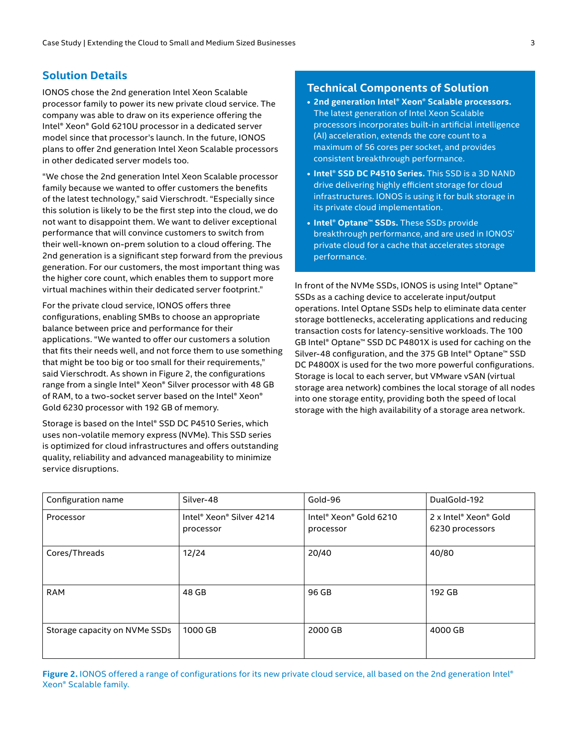## Solution Details

IONOS chose the 2nd generation Intel Xeon Scalable processor family to power its new private cloud service. The company was able to draw on its experience offering the Intel® Xeon® Gold 6210U processor in a dedicated server model since that processor's launch. In the future, IONOS plans to offer 2nd generation Intel Xeon Scalable processors in other dedicated server models too.

"We chose the 2nd generation Intel Xeon Scalable processor family because we wanted to offer customers the benefits of the latest technology," said Vierschrodt. "Especially since this solution is likely to be the first step into the cloud, we do not want to disappoint them. We want to deliver exceptional performance that will convince customers to switch from their well-known on-prem solution to a cloud offering. The 2nd generation is a significant step forward from the previous generation. For our customers, the most important thing was the higher core count, which enables them to support more virtual machines within their dedicated server footprint."

For the private cloud service, IONOS offers three configurations, enabling SMBs to choose an appropriate balance between price and performance for their applications. "We wanted to offer our customers a solution that fits their needs well, and not force them to use something that might be too big or too small for their requirements," said Vierschrodt. As shown in Figure 2, the configurations range from a single Intel® Xeon® Silver processor with 48 GB of RAM, to a two-socket server based on the Intel® Xeon® Gold 6230 processor with 192 GB of memory.

Storage is based on the Intel® SSD DC P4510 Series, which uses non-volatile memory express (NVMe). This SSD series is optimized for cloud infrastructures and offers outstanding quality, reliability and advanced manageability to minimize service disruptions.

### Technical Components of Solution

- **2nd generation Intel® Xeon® Scalable processors.** The latest generation of Intel Xeon Scalable processors incorporates built-in artificial intelligence (AI) acceleration, extends the core count to a maximum of 56 cores per socket, and provides consistent breakthrough performance.
- **Intel® SSD DC P4510 Series.** This SSD is a 3D NAND drive delivering highly efficient storage for cloud infrastructures. IONOS is using it for bulk storage in its private cloud implementation.
- **Intel® Optane™ SSDs.** These SSDs provide breakthrough performance, and are used in IONOS' private cloud for a cache that accelerates storage performance.

In front of the NVMe SSDs, IONOS is using Intel® Optane™ SSDs as a caching device to accelerate input/output operations. Intel Optane SSDs help to eliminate data center storage bottlenecks, accelerating applications and reducing transaction costs for latency-sensitive workloads. The 100 GB Intel® Optane™ SSD DC P4801X is used for caching on the Silver-48 configuration, and the 375 GB Intel® Optane™ SSD DC P4800X is used for the two more powerful configurations. Storage is local to each server, but VMware vSAN (virtual storage area network) combines the local storage of all nodes into one storage entity, providing both the speed of local storage with the high availability of a storage area network.

| Configuration name | Silver-48 | Gold-96 | DualGold-192 |
|---|---|---|---|
| Processor | Intel® Xeon® Silver 4214 processor | Intel® Xeon® Gold 6210 processor | 2 x Intel® Xeon® Gold 6230 processors |
| Cores/Threads | 12/24 | 20/40 | 40/80 |
| RAM | 48 GB | 96 GB | 192 GB |
| Storage capacity on NVMe SSDs | 1000 GB | 2000 GB | 4000 GB |

**Figure 2.** IONOS offered a range of configurations for its new private cloud service, all based on the 2nd generation Intel® Xeon® Scalable family.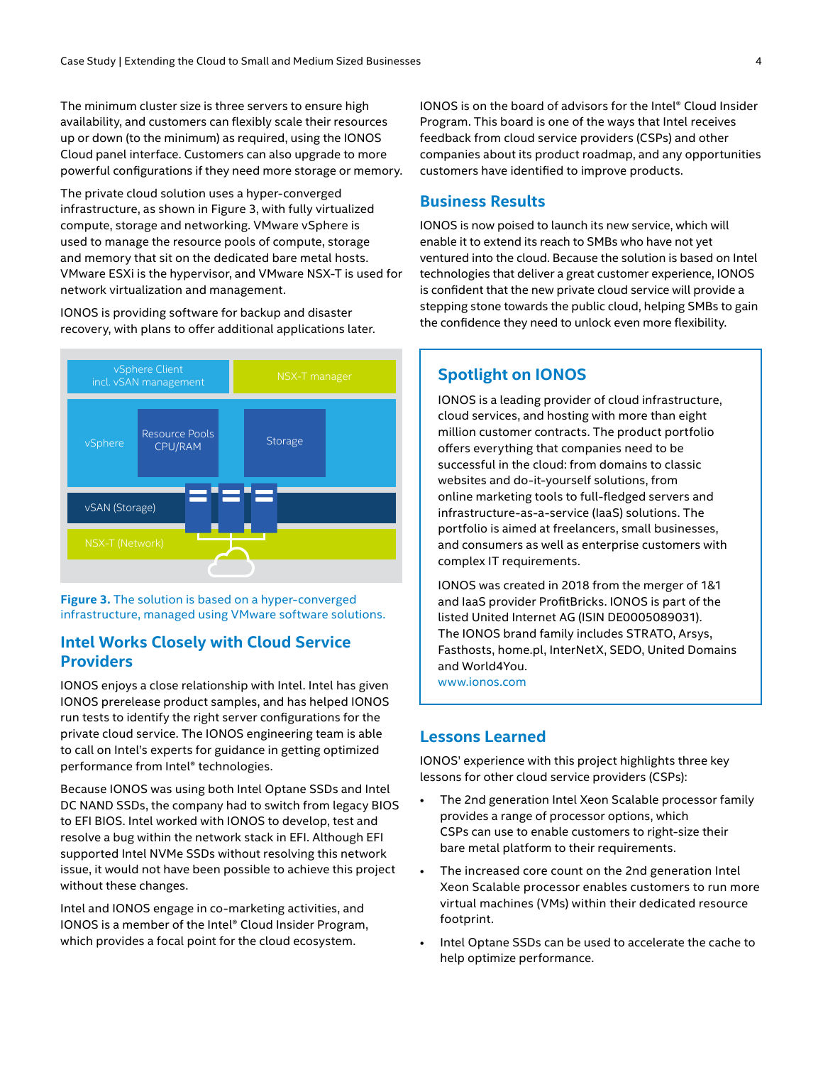The minimum cluster size is three servers to ensure high availability, and customers can flexibly scale their resources up or down (to the minimum) as required, using the IONOS Cloud panel interface. Customers can also upgrade to more powerful configurations if they need more storage or memory.

The private cloud solution uses a hyper-converged infrastructure, as shown in Figure 3, with fully virtualized compute, storage and networking. VMware vSphere is used to manage the resource pools of compute, storage and memory that sit on the dedicated bare metal hosts. VMware ESXi is the hypervisor, and VMware NSX-T is used for network virtualization and management.

IONOS is providing software for backup and disaster recovery, with plans to offer additional applications later.

**Figure 3.** The solution is based on a hyper-converged infrastructure, managed using VMware software solutions.

## Intel Works Closely with Cloud Service Providers

IONOS enjoys a close relationship with Intel. Intel has given IONOS prerelease product samples, and has helped IONOS run tests to identify the right server configurations for the private cloud service. The IONOS engineering team is able to call on Intel's experts for guidance in getting optimized performance from Intel® technologies.

Because IONOS was using both Intel Optane SSDs and Intel DC NAND SSDs, the company had to switch from legacy BIOS to EFI BIOS. Intel worked with IONOS to develop, test and resolve a bug within the network stack in EFI. Although EFI supported Intel NVMe SSDs without resolving this network issue, it would not have been possible to achieve this project without these changes.

Intel and IONOS engage in co-marketing activities, and IONOS is a member of the Intel® Cloud Insider Program, which provides a focal point for the cloud ecosystem.

IONOS is on the board of advisors for the Intel® Cloud Insider Program. This board is one of the ways that Intel receives feedback from cloud service providers (CSPs) and other companies about its product roadmap, and any opportunities customers have identified to improve products.

## Business Results

IONOS is now poised to launch its new service, which will enable it to extend its reach to SMBs who have not yet ventured into the cloud. Because the solution is based on Intel technologies that deliver a great customer experience, IONOS is confident that the new private cloud service will provide a stepping stone towards the public cloud, helping SMBs to gain the confidence they need to unlock even more flexibility.

## Spotlight on IONOS

IONOS is a leading provider of cloud infrastructure, cloud services, and hosting with more than eight million customer contracts. The product portfolio offers everything that companies need to be successful in the cloud: from domains to classic websites and do-it-yourself solutions, from online marketing tools to full-fledged servers and infrastructure-as-a-service (IaaS) solutions. The portfolio is aimed at freelancers, small businesses, and consumers as well as enterprise customers with complex IT requirements.

IONOS was created in 2018 from the merger of 1&1 and IaaS provider ProfitBricks. IONOS is part of the listed United Internet AG (ISIN DE0005089031). The IONOS brand family includes STRATO, Arsys, Fasthosts, home.pl, InterNetX, SEDO, United Domains and World4You.
www.ionos.com

## Lessons Learned

IONOS' experience with this project highlights three key lessons for other cloud service providers (CSPs):

- The 2nd generation Intel Xeon Scalable processor family provides a range of processor options, which CSPs can use to enable customers to right-size their bare metal platform to their requirements.
- The increased core count on the 2nd generation Intel Xeon Scalable processor enables customers to run more virtual machines (VMs) within their dedicated resource footprint.
- Intel Optane SSDs can be used to accelerate the cache to help optimize performance.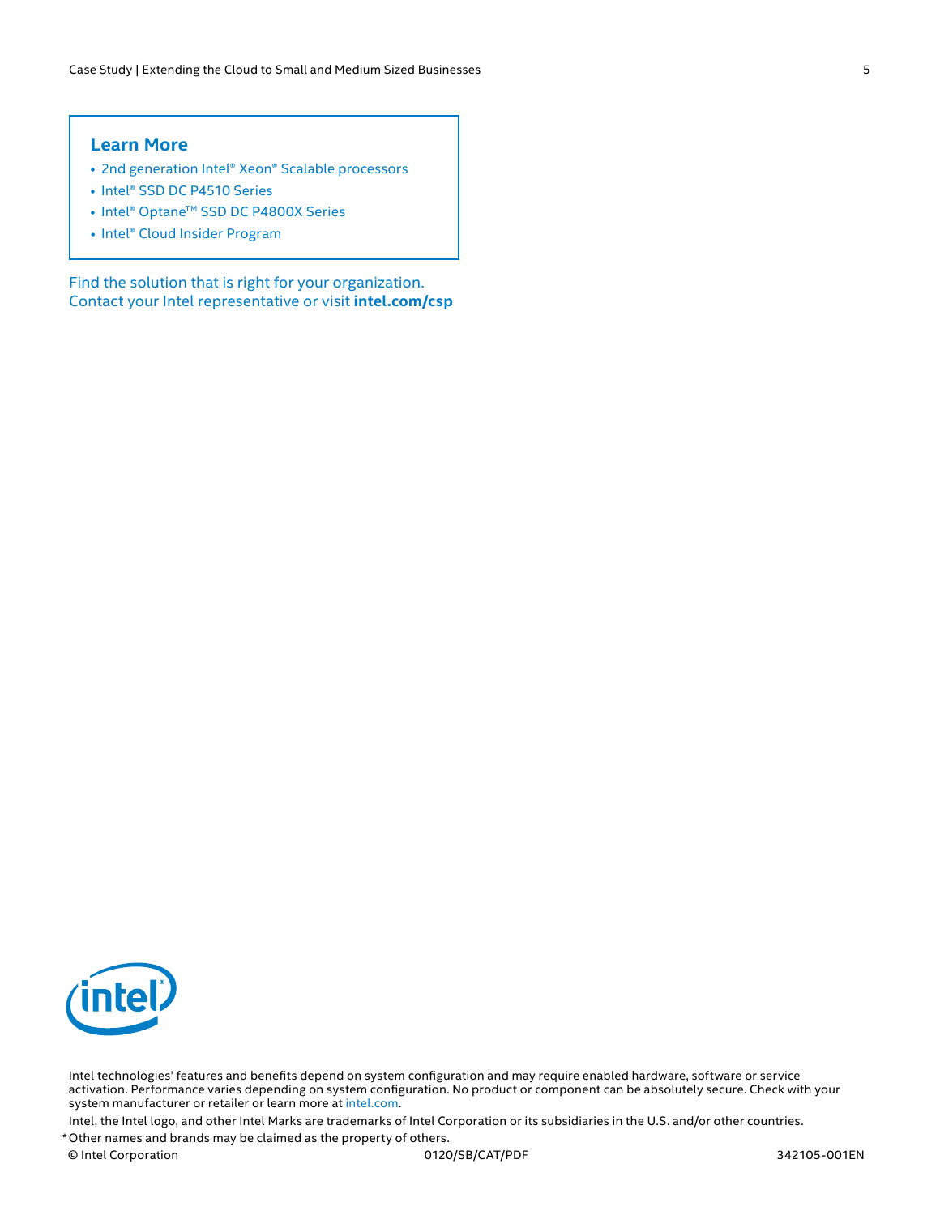## Learn More

- 2nd generation Intel® Xeon® Scalable processors
- Intel® SSD DC P4510 Series
- Intel® Optane™ SSD DC P4800X Series
- Intel® Cloud Insider Program

Find the solution that is right for your organization.
Contact your Intel representative or visit **intel.com/csp**

Intel technologies' features and benefits depend on system configuration and may require enabled hardware, software or service activation. Performance varies depending on system configuration. No product or component can be absolutely secure. Check with your system manufacturer or retailer or learn more at intel.com.

Intel, the Intel logo, and other Intel Marks are trademarks of Intel Corporation or its subsidiaries in the U.S. and/or other countries.

*Other names and brands may be claimed as the property of others.

© Intel Corporation 0120/SB/CAT/PDF 342105-001EN